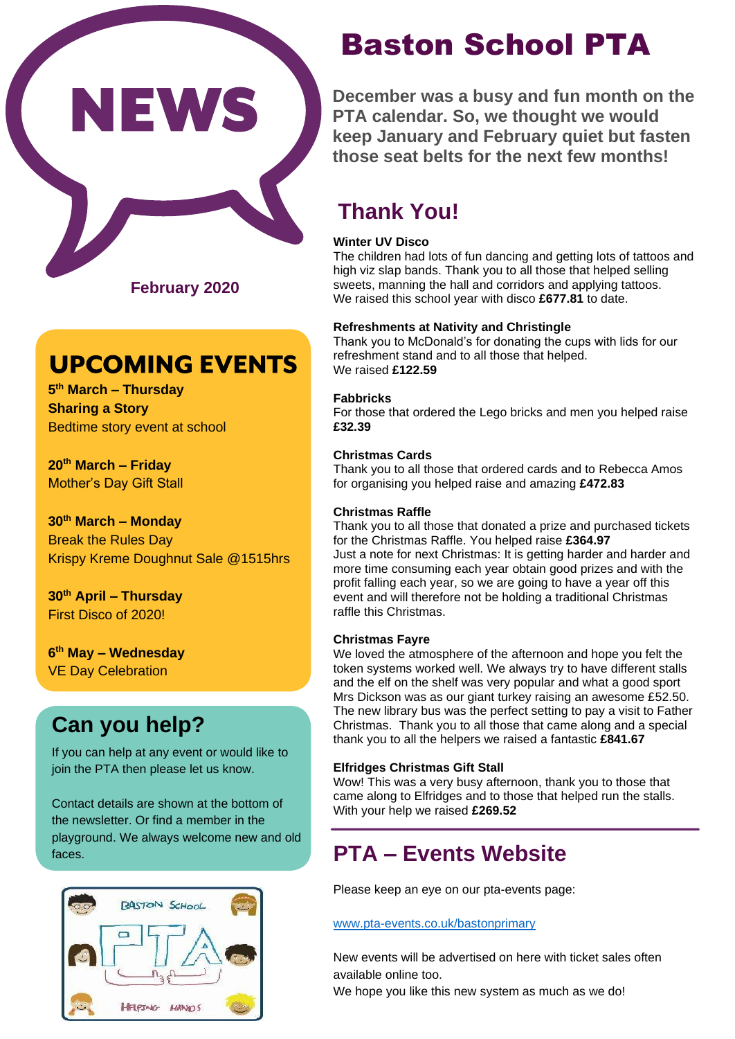NEWS

February 2020

# Baston School PTA

**December was a busy and fun month on the PTA calendar. So, we thought we would keep January and February quiet but fasten those seat belts for the next few months!**

## UPCOMING EVENTS

**5th March – Thursday**
**Sharing a Story**
Bedtime story event at school

**20th March – Friday**
Mother's Day Gift Stall

**30th March – Monday**
Break the Rules Day
Krispy Kreme Doughnut Sale @1515hrs

**30th April – Thursday**
First Disco of 2020!

**6th May – Wednesday**
VE Day Celebration

## Can you help?

If you can help at any event or would like to join the PTA then please let us know.

Contact details are shown at the bottom of the newsletter. Or find a member in the playground. We always welcome new and old faces.

## Thank You!

**Winter UV Disco**
The children had lots of fun dancing and getting lots of tattoos and high viz slap bands. Thank you to all those that helped selling sweets, manning the hall and corridors and applying tattoos.
We raised this school year with disco **£677.81** to date.

**Refreshments at Nativity and Christingle**
Thank you to McDonald's for donating the cups with lids for our refreshment stand and to all those that helped.
We raised **£122.59**

**Fabbricks**
For those that ordered the Lego bricks and men you helped raise **£32.39**

**Christmas Cards**
Thank you to all those that ordered cards and to Rebecca Amos for organising you helped raise and amazing **£472.83**

**Christmas Raffle**
Thank you to all those that donated a prize and purchased tickets for the Christmas Raffle. You helped raise **£364.97**
Just a note for next Christmas: It is getting harder and harder and more time consuming each year obtain good prizes and with the profit falling each year, so we are going to have a year off this event and will therefore not be holding a traditional Christmas raffle this Christmas.

**Christmas Fayre**
We loved the atmosphere of the afternoon and hope you felt the token systems worked well. We always try to have different stalls and the elf on the shelf was very popular and what a good sport Mrs Dickson was as our giant turkey raising an awesome £52.50. The new library bus was the perfect setting to pay a visit to Father Christmas. Thank you to all those that came along and a special thank you to all the helpers we raised a fantastic **£841.67**

**Elfridges Christmas Gift Stall**
Wow! This was a very busy afternoon, thank you to those that came along to Elfridges and to those that helped run the stalls. With your help we raised **£269.52**

## PTA – Events Website

Please keep an eye on our pta-events page:

www.pta-events.co.uk/bastonprimary

New events will be advertised on here with ticket sales often available online too.
We hope you like this new system as much as we do!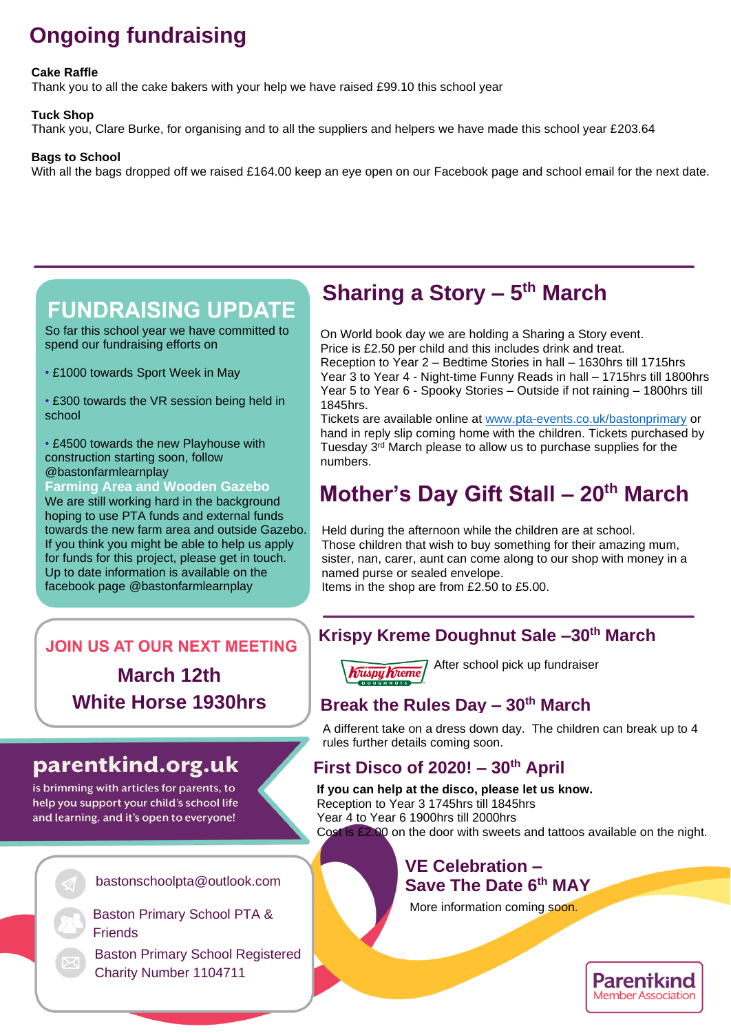# Ongoing fundraising

**Cake Raffle**
Thank you to all the cake bakers with your help we have raised £99.10 this school year

**Tuck Shop**
Thank you, Clare Burke, for organising and to all the suppliers and helpers we have made this school year £203.64

**Bags to School**
With all the bags dropped off we raised £164.00 keep an eye open on our Facebook page and school email for the next date.

---

## FUNDRAISING UPDATE

So far this school year we have committed to spend our fundraising efforts on

- £1000 towards Sport Week in May
- £300 towards the VR session being held in school
- £4500 towards the new Playhouse with construction starting soon, follow @bastonfarmlearnplay

**Farming Area and Wooden Gazebo**
We are still working hard in the background hoping to use PTA funds and external funds towards the new farm area and outside Gazebo. If you think you might be able to help us apply for funds for this project, please get in touch. Up to date information is available on the facebook page @bastonfarmlearnplay

**JOIN US AT OUR NEXT MEETING**
**March 12th**
**White Horse 1930hrs**

**parentkind.org.uk**
is brimming with articles for parents, to help you support your child's school life and learning, and it's open to everyone!

bastonschoolpta@outlook.com

Baston Primary School PTA & Friends

Baston Primary School Registered Charity Number 1104711

## Sharing a Story – 5th March

On World book day we are holding a Sharing a Story event.
Price is £2.50 per child and this includes drink and treat.
Reception to Year 2 – Bedtime Stories in hall – 1630hrs till 1715hrs
Year 3 to Year 4 - Night-time Funny Reads in hall – 1715hrs till 1800hrs
Year 5 to Year 6 - Spooky Stories – Outside if not raining – 1800hrs till 1845hrs.
Tickets are available online at www.pta-events.co.uk/bastonprimary or hand in reply slip coming home with the children. Tickets purchased by Tuesday 3rd March please to allow us to purchase supplies for the numbers.

## Mother's Day Gift Stall – 20th March

Held during the afternoon while the children are at school.
Those children that wish to buy something for their amazing mum, sister, nan, carer, aunt can come along to our shop with money in a named purse or sealed envelope.
Items in the shop are from £2.50 to £5.00.

---

## Krispy Kreme Doughnut Sale –30th March

After school pick up fundraiser

## Break the Rules Day – 30th March

A different take on a dress down day. The children can break up to 4 rules further details coming soon.

## First Disco of 2020! – 30th April

**If you can help at the disco, please let us know.**
Reception to Year 3 1745hrs till 1845hrs
Year 4 to Year 6 1900hrs till 2000hrs
Cost is £2.00 on the door with sweets and tattoos available on the night.

## VE Celebration – Save The Date 6th MAY

More information coming soon.

Parentkind Member Association